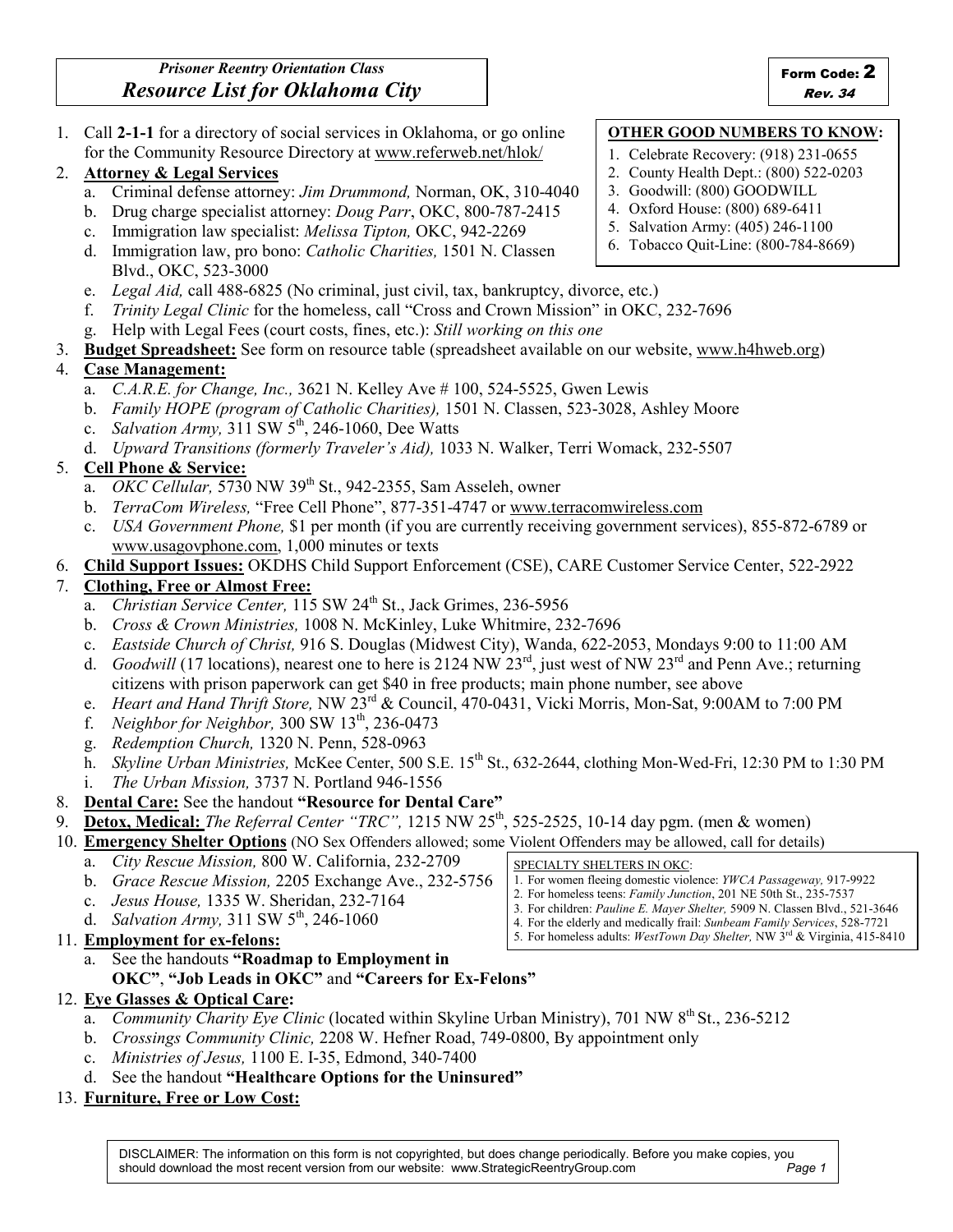*Prisoner Reentry Orientation Class*

# *Resource List for Oklahoma City*

Form Code: **2**
*Rev. 34*

**OTHER GOOD NUMBERS TO KNOW:**

1. Celebrate Recovery: (918) 231-0655
2. County Health Dept.: (800) 522-0203
3. Goodwill: (800) GOODWILL
4. Oxford House: (800) 689-6411
5. Salvation Army: (405) 246-1100
6. Tobacco Quit-Line: (800-784-8669)

1. Call **2-1-1** for a directory of social services in Oklahoma, or go online for the Community Resource Directory at www.referweb.net/hlok/
2. **Attorney & Legal Services**
   a. Criminal defense attorney: *Jim Drummond,* Norman, OK, 310-4040
   b. Drug charge specialist attorney: *Doug Parr*, OKC, 800-787-2415
   c. Immigration law specialist: *Melissa Tipton,* OKC, 942-2269
   d. Immigration law, pro bono: *Catholic Charities,* 1501 N. Classen Blvd., OKC, 523-3000
   e. *Legal Aid,* call 488-6825 (No criminal, just civil, tax, bankruptcy, divorce, etc.)
   f. *Trinity Legal Clinic* for the homeless, call "Cross and Crown Mission" in OKC, 232-7696
   g. Help with Legal Fees (court costs, fines, etc.): *Still working on this one*
3. **Budget Spreadsheet:** See form on resource table (spreadsheet available on our website, www.h4hweb.org)
4. **Case Management:**
   a. *C.A.R.E. for Change, Inc.,* 3621 N. Kelley Ave # 100, 524-5525, Gwen Lewis
   b. *Family HOPE (program of Catholic Charities),* 1501 N. Classen, 523-3028, Ashley Moore
   c. *Salvation Army,* 311 SW 5th, 246-1060, Dee Watts
   d. *Upward Transitions (formerly Traveler's Aid),* 1033 N. Walker, Terri Womack, 232-5507
5. **Cell Phone & Service:**
   a. *OKC Cellular,* 5730 NW 39th St., 942-2355, Sam Asseleh, owner
   b. *TerraCom Wireless,* "Free Cell Phone", 877-351-4747 or www.terracomwireless.com
   c. *USA Government Phone,* $1 per month (if you are currently receiving government services), 855-872-6789 or www.usagovphone.com, 1,000 minutes or texts
6. **Child Support Issues:** OKDHS Child Support Enforcement (CSE), CARE Customer Service Center, 522-2922
7. **Clothing, Free or Almost Free:**
   a. *Christian Service Center,* 115 SW 24th St., Jack Grimes, 236-5956
   b. *Cross & Crown Ministries,* 1008 N. McKinley, Luke Whitmire, 232-7696
   c. *Eastside Church of Christ,* 916 S. Douglas (Midwest City), Wanda, 622-2053, Mondays 9:00 to 11:00 AM
   d. *Goodwill* (17 locations), nearest one to here is 2124 NW 23rd, just west of NW 23rd and Penn Ave.; returning citizens with prison paperwork can get $40 in free products; main phone number, see above
   e. *Heart and Hand Thrift Store,* NW 23rd & Council, 470-0431, Vicki Morris, Mon-Sat, 9:00AM to 7:00 PM
   f. *Neighbor for Neighbor,* 300 SW 13th, 236-0473
   g. *Redemption Church,* 1320 N. Penn, 528-0963
   h. *Skyline Urban Ministries,* McKee Center, 500 S.E. 15th St., 632-2644, clothing Mon-Wed-Fri, 12:30 PM to 1:30 PM
   i. *The Urban Mission,* 3737 N. Portland 946-1556
8. **Dental Care:** See the handout **"Resource for Dental Care"**
9. **Detox, Medical:** *The Referral Center "TRC",* 1215 NW 25th, 525-2525, 10-14 day pgm. (men & women)
10. **Emergency Shelter Options** (NO Sex Offenders allowed; some Violent Offenders may be allowed, call for details)
    a. *City Rescue Mission,* 800 W. California, 232-2709
    b. *Grace Rescue Mission,* 2205 Exchange Ave., 232-5756
    c. *Jesus House,* 1335 W. Sheridan, 232-7164
    d. *Salvation Army,* 311 SW 5th, 246-1060

SPECIALTY SHELTERS IN OKC:

1. For women fleeing domestic violence: *YWCA Passageway,* 917-9922
2. For homeless teens: *Family Junction*, 201 NE 50th St., 235-7537
3. For children: *Pauline E. Mayer Shelter,* 5909 N. Classen Blvd., 521-3646
4. For the elderly and medically frail: *Sunbeam Family Services*, 528-7721
5. For homeless adults: *WestTown Day Shelter,* NW 3rd & Virginia, 415-8410

11. **Employment for ex-felons:**
    a. See the handouts **"Roadmap to Employment in OKC"**, **"Job Leads in OKC"** and **"Careers for Ex-Felons"**
12. **Eye Glasses & Optical Care:**
    a. *Community Charity Eye Clinic* (located within Skyline Urban Ministry), 701 NW 8th St., 236-5212
    b. *Crossings Community Clinic,* 2208 W. Hefner Road, 749-0800, By appointment only
    c. *Ministries of Jesus,* 1100 E. I-35, Edmond, 340-7400
    d. See the handout **"Healthcare Options for the Uninsured"**
13. **Furniture, Free or Low Cost:**

DISCLAIMER: The information on this form is not copyrighted, but does change periodically. Before you make copies, you should download the most recent version from our website: www.StrategicReentryGroup.com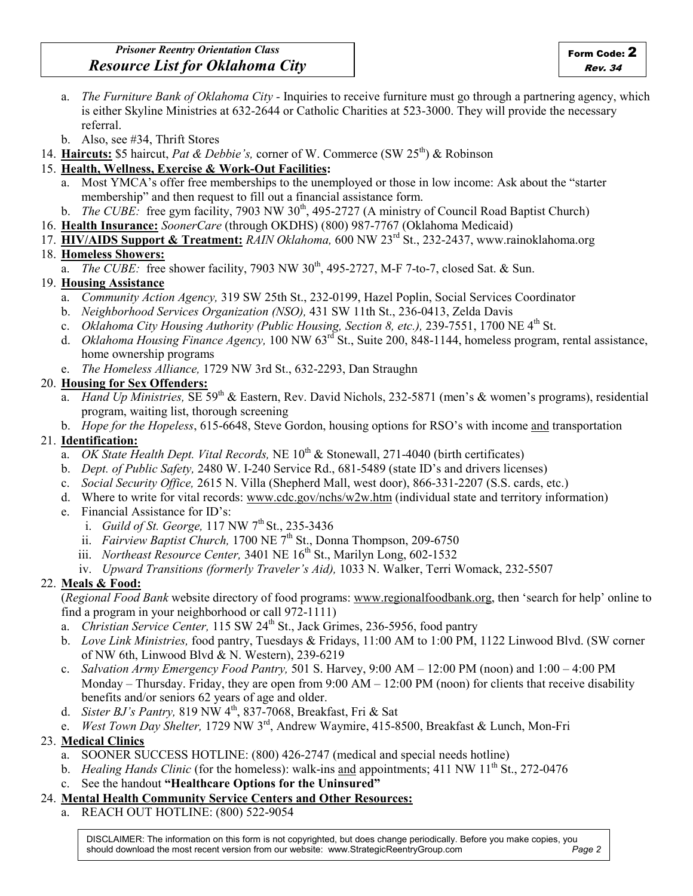a. *The Furniture Bank of Oklahoma City* - Inquiries to receive furniture must go through a partnering agency, which is either Skyline Ministries at 632-2644 or Catholic Charities at 523-3000. They will provide the necessary referral.
b. Also, see #34, Thrift Stores

14. **Haircuts:** $5 haircut, *Pat & Debbie's,* corner of W. Commerce (SW 25th) & Robinson
15. **Health, Wellness, Exercise & Work-Out Facilities:**
    a. Most YMCA's offer free memberships to the unemployed or those in low income: Ask about the "starter membership" and then request to fill out a financial assistance form.
    b. *The CUBE:* free gym facility, 7903 NW 30th, 495-2727 (A ministry of Council Road Baptist Church)
16. **Health Insurance:** *SoonerCare* (through OKDHS) (800) 987-7767 (Oklahoma Medicaid)
17. **HIV/AIDS Support & Treatment:** *RAIN Oklahoma,* 600 NW 23rd St., 232-2437, www.rainoklahoma.org
18. **Homeless Showers:**
    a. *The CUBE:* free shower facility, 7903 NW 30th, 495-2727, M-F 7-to-7, closed Sat. & Sun.
19. **Housing Assistance**
    a. *Community Action Agency,* 319 SW 25th St., 232-0199, Hazel Poplin, Social Services Coordinator
    b. *Neighborhood Services Organization (NSO),* 431 SW 11th St., 236-0413, Zelda Davis
    c. *Oklahoma City Housing Authority (Public Housing, Section 8, etc.),* 239-7551, 1700 NE 4th St.
    d. *Oklahoma Housing Finance Agency,* 100 NW 63rd St., Suite 200, 848-1144, homeless program, rental assistance, home ownership programs
    e. *The Homeless Alliance,* 1729 NW 3rd St., 632-2293, Dan Straughn
20. **Housing for Sex Offenders:**
    a. *Hand Up Ministries,* SE 59th & Eastern, Rev. David Nichols, 232-5871 (men's & women's programs), residential program, waiting list, thorough screening
    b. *Hope for the Hopeless*, 615-6648, Steve Gordon, housing options for RSO's with income and transportation
21. **Identification:**
    a. *OK State Health Dept. Vital Records,* NE 10th & Stonewall, 271-4040 (birth certificates)
    b. *Dept. of Public Safety,* 2480 W. I-240 Service Rd., 681-5489 (state ID's and drivers licenses)
    c. *Social Security Office,* 2615 N. Villa (Shepherd Mall, west door), 866-331-2207 (S.S. cards, etc.)
    d. Where to write for vital records: www.cdc.gov/nchs/w2w.htm (individual state and territory information)
    e. Financial Assistance for ID's:
       i. *Guild of St. George,* 117 NW 7th St., 235-3436
       ii. *Fairview Baptist Church,* 1700 NE 7th St., Donna Thompson, 209-6750
       iii. *Northeast Resource Center,* 3401 NE 16th St., Marilyn Long, 602-1532
       iv. *Upward Transitions (formerly Traveler's Aid),* 1033 N. Walker, Terri Womack, 232-5507
22. **Meals & Food:**
    (*Regional Food Bank* website directory of food programs: www.regionalfoodbank.org, then 'search for help' online to find a program in your neighborhood or call 972-1111)
    a. *Christian Service Center,* 115 SW 24th St., Jack Grimes, 236-5956, food pantry
    b. *Love Link Ministries,* food pantry, Tuesdays & Fridays, 11:00 AM to 1:00 PM, 1122 Linwood Blvd. (SW corner of NW 6th, Linwood Blvd & N. Western), 239-6219
    c. *Salvation Army Emergency Food Pantry,* 501 S. Harvey, 9:00 AM – 12:00 PM (noon) and 1:00 – 4:00 PM Monday – Thursday. Friday, they are open from 9:00 AM – 12:00 PM (noon) for clients that receive disability benefits and/or seniors 62 years of age and older.
    d. *Sister BJ's Pantry,* 819 NW 4th, 837-7068, Breakfast, Fri & Sat
    e. *West Town Day Shelter,* 1729 NW 3rd, Andrew Waymire, 415-8500, Breakfast & Lunch, Mon-Fri
23. **Medical Clinics**
    a. SOONER SUCCESS HOTLINE: (800) 426-2747 (medical and special needs hotline)
    b. *Healing Hands Clinic* (for the homeless): walk-ins and appointments; 411 NW 11th St., 272-0476
    c. See the handout **"Healthcare Options for the Uninsured"**
24. **Mental Health Community Service Centers and Other Resources:**
    a. REACH OUT HOTLINE: (800) 522-9054

DISCLAIMER: The information on this form is not copyrighted, but does change periodically. Before you make copies, you should download the most recent version from our website: www.StrategicReentryGroup.com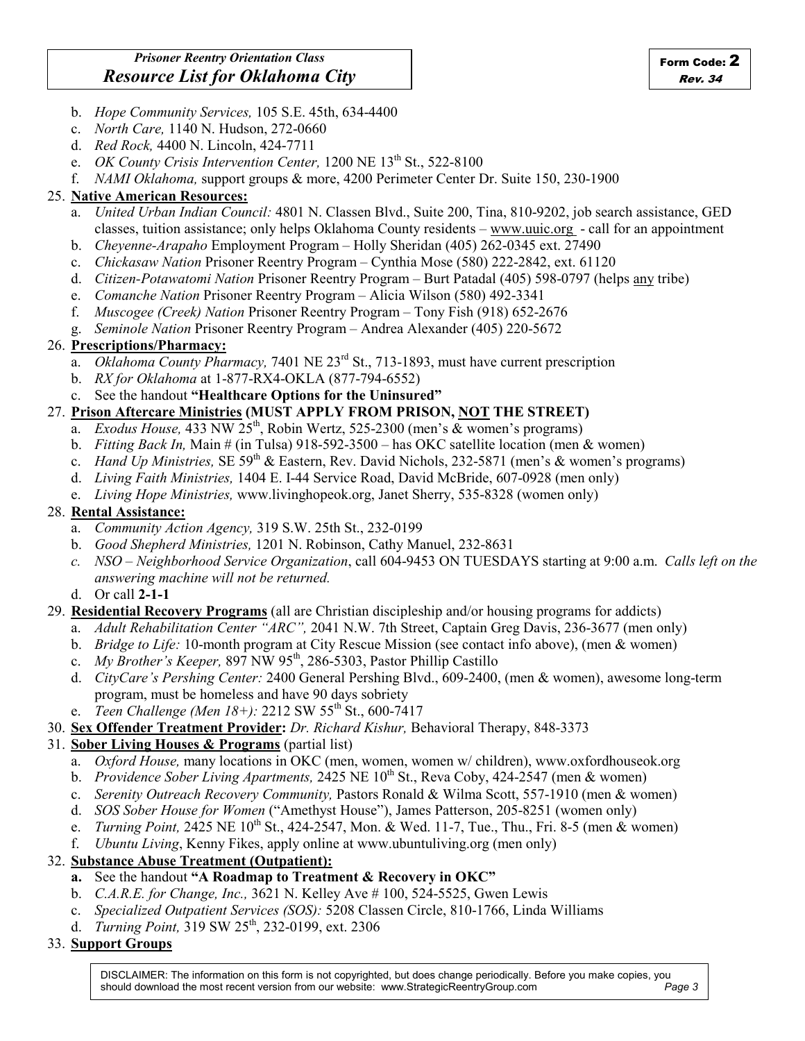b. *Hope Community Services,* 105 S.E. 45th, 634-4400
c. *North Care,* 1140 N. Hudson, 272-0660
d. *Red Rock,* 4400 N. Lincoln, 424-7711
e. *OK County Crisis Intervention Center,* 1200 NE 13th St., 522-8100
f. *NAMI Oklahoma,* support groups & more, 4200 Perimeter Center Dr. Suite 150, 230-1900

25. **Native American Resources:**
    a. *United Urban Indian Council:* 4801 N. Classen Blvd., Suite 200, Tina, 810-9202, job search assistance, GED classes, tuition assistance; only helps Oklahoma County residents – www.uuic.org - call for an appointment
    b. *Cheyenne-Arapaho* Employment Program – Holly Sheridan (405) 262-0345 ext. 27490
    c. *Chickasaw Nation* Prisoner Reentry Program – Cynthia Mose (580) 222-2842, ext. 61120
    d. *Citizen-Potawatomi Nation* Prisoner Reentry Program – Burt Patadal (405) 598-0797 (helps any tribe)
    e. *Comanche Nation* Prisoner Reentry Program – Alicia Wilson (580) 492-3341
    f. *Muscogee (Creek) Nation* Prisoner Reentry Program – Tony Fish (918) 652-2676
    g. *Seminole Nation* Prisoner Reentry Program – Andrea Alexander (405) 220-5672

26. **Prescriptions/Pharmacy:**
    a. *Oklahoma County Pharmacy,* 7401 NE 23rd St., 713-1893, must have current prescription
    b. *RX for Oklahoma* at 1-877-RX4-OKLA (877-794-6552)
    c. See the handout **"Healthcare Options for the Uninsured"**

27. **Prison Aftercare Ministries (MUST APPLY FROM PRISON, NOT THE STREET)**
    a. *Exodus House,* 433 NW 25th, Robin Wertz, 525-2300 (men's & women's programs)
    b. *Fitting Back In,* Main # (in Tulsa) 918-592-3500 – has OKC satellite location (men & women)
    c. *Hand Up Ministries,* SE 59th & Eastern, Rev. David Nichols, 232-5871 (men's & women's programs)
    d. *Living Faith Ministries,* 1404 E. I-44 Service Road, David McBride, 607-0928 (men only)
    e. *Living Hope Ministries,* www.livinghopeok.org, Janet Sherry, 535-8328 (women only)

28. **Rental Assistance:**
    a. *Community Action Agency,* 319 S.W. 25th St., 232-0199
    b. *Good Shepherd Ministries,* 1201 N. Robinson, Cathy Manuel, 232-8631
    c. *NSO – Neighborhood Service Organization*, call 604-9453 ON TUESDAYS starting at 9:00 a.m. *Calls left on the answering machine will not be returned.*
    d. Or call **2-1-1**

29. **Residential Recovery Programs** (all are Christian discipleship and/or housing programs for addicts)
    a. *Adult Rehabilitation Center "ARC",* 2041 N.W. 7th Street, Captain Greg Davis, 236-3677 (men only)
    b. *Bridge to Life:* 10-month program at City Rescue Mission (see contact info above), (men & women)
    c. *My Brother's Keeper,* 897 NW 95th, 286-5303, Pastor Phillip Castillo
    d. *CityCare's Pershing Center:* 2400 General Pershing Blvd., 609-2400, (men & women), awesome long-term program, must be homeless and have 90 days sobriety
    e. *Teen Challenge (Men 18+):* 2212 SW 55th St., 600-7417

30. **Sex Offender Treatment Provider:** *Dr. Richard Kishur,* Behavioral Therapy, 848-3373

31. **Sober Living Houses & Programs** (partial list)
    a. *Oxford House,* many locations in OKC (men, women, women w/ children), www.oxfordhouseok.org
    b. *Providence Sober Living Apartments,* 2425 NE 10th St., Reva Coby, 424-2547 (men & women)
    c. *Serenity Outreach Recovery Community,* Pastors Ronald & Wilma Scott, 557-1910 (men & women)
    d. *SOS Sober House for Women* ("Amethyst House"), James Patterson, 205-8251 (women only)
    e. *Turning Point,* 2425 NE 10th St., 424-2547, Mon. & Wed. 11-7, Tue., Thu., Fri. 8-5 (men & women)
    f. *Ubuntu Living*, Kenny Fikes, apply online at www.ubuntuliving.org (men only)

32. **Substance Abuse Treatment (Outpatient):**
    **a.** See the handout **"A Roadmap to Treatment & Recovery in OKC"**
    b. *C.A.R.E. for Change, Inc.,* 3621 N. Kelley Ave # 100, 524-5525, Gwen Lewis
    c. *Specialized Outpatient Services (SOS):* 5208 Classen Circle, 810-1766, Linda Williams
    d. *Turning Point,* 319 SW 25th, 232-0199, ext. 2306

33. **Support Groups**

DISCLAIMER: The information on this form is not copyrighted, but does change periodically. Before you make copies, you should download the most recent version from our website: www.StrategicReentryGroup.com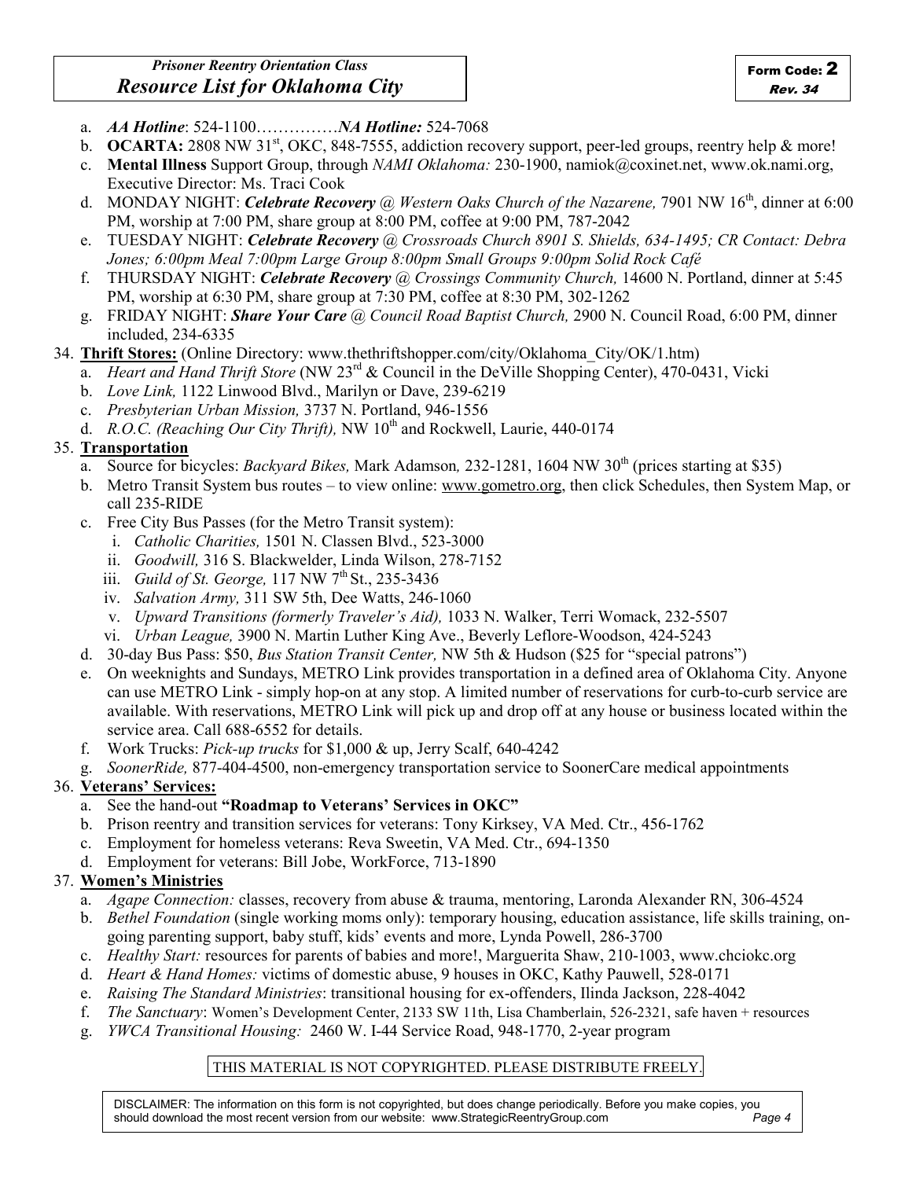a. ***AA Hotline***: 524-1100……………***NA Hotline:*** 524-7068
b. **OCARTA:** 2808 NW 31st, OKC, 848-7555, addiction recovery support, peer-led groups, reentry help & more!
c. **Mental Illness** Support Group, through *NAMI Oklahoma:* 230-1900, namiok@coxinet.net, www.ok.nami.org, Executive Director: Ms. Traci Cook
d. MONDAY NIGHT: ***Celebrate Recovery*** *@ Western Oaks Church of the Nazarene,* 7901 NW 16th, dinner at 6:00 PM, worship at 7:00 PM, share group at 8:00 PM, coffee at 9:00 PM, 787-2042
e. TUESDAY NIGHT: ***Celebrate Recovery*** *@ Crossroads Church 8901 S. Shields, 634-1495; CR Contact: Debra Jones; 6:00pm Meal 7:00pm Large Group 8:00pm Small Groups 9:00pm Solid Rock Café*
f. THURSDAY NIGHT: ***Celebrate Recovery*** *@ Crossings Community Church,* 14600 N. Portland, dinner at 5:45 PM, worship at 6:30 PM, share group at 7:30 PM, coffee at 8:30 PM, 302-1262
g. FRIDAY NIGHT: ***Share Your Care*** *@ Council Road Baptist Church,* 2900 N. Council Road, 6:00 PM, dinner included, 234-6335

34. **Thrift Stores:** (Online Directory: www.thethriftshopper.com/city/Oklahoma_City/OK/1.htm)
    a. *Heart and Hand Thrift Store* (NW 23rd & Council in the DeVille Shopping Center), 470-0431, Vicki
    b. *Love Link,* 1122 Linwood Blvd., Marilyn or Dave, 239-6219
    c. *Presbyterian Urban Mission,* 3737 N. Portland, 946-1556
    d. *R.O.C. (Reaching Our City Thrift),* NW 10th and Rockwell, Laurie, 440-0174

35. **Transportation**
    a. Source for bicycles: *Backyard Bikes,* Mark Adamson*,* 232-1281, 1604 NW 30th (prices starting at $35)
    b. Metro Transit System bus routes – to view online: www.gometro.org, then click Schedules, then System Map, or call 235-RIDE
    c. Free City Bus Passes (for the Metro Transit system):
       i. *Catholic Charities,* 1501 N. Classen Blvd., 523-3000
       ii. *Goodwill,* 316 S. Blackwelder, Linda Wilson, 278-7152
       iii. *Guild of St. George,* 117 NW 7th St., 235-3436
       iv. *Salvation Army,* 311 SW 5th, Dee Watts, 246-1060
       v. *Upward Transitions (formerly Traveler's Aid),* 1033 N. Walker, Terri Womack, 232-5507
       vi. *Urban League,* 3900 N. Martin Luther King Ave., Beverly Leflore-Woodson, 424-5243
    d. 30-day Bus Pass: $50, *Bus Station Transit Center,* NW 5th & Hudson ($25 for "special patrons")
    e. On weeknights and Sundays, METRO Link provides transportation in a defined area of Oklahoma City. Anyone can use METRO Link - simply hop-on at any stop. A limited number of reservations for curb-to-curb service are available. With reservations, METRO Link will pick up and drop off at any house or business located within the service area. Call 688-6552 for details.
    f. Work Trucks: *Pick-up trucks* for $1,000 & up, Jerry Scalf, 640-4242
    g. *SoonerRide,* 877-404-4500, non-emergency transportation service to SoonerCare medical appointments

36. **Veterans' Services:**
    a. See the hand-out **"Roadmap to Veterans' Services in OKC"**
    b. Prison reentry and transition services for veterans: Tony Kirksey, VA Med. Ctr., 456-1762
    c. Employment for homeless veterans: Reva Sweetin, VA Med. Ctr., 694-1350
    d. Employment for veterans: Bill Jobe, WorkForce, 713-1890

37. **Women's Ministries**
    a. *Agape Connection:* classes, recovery from abuse & trauma, mentoring, Laronda Alexander RN, 306-4524
    b. *Bethel Foundation* (single working moms only): temporary housing, education assistance, life skills training, on-going parenting support, baby stuff, kids' events and more, Lynda Powell, 286-3700
    c. *Healthy Start:* resources for parents of babies and more!, Marguerita Shaw, 210-1003, www.chciokc.org
    d. *Heart & Hand Homes:* victims of domestic abuse, 9 houses in OKC, Kathy Pauwell, 528-0171
    e. *Raising The Standard Ministries*: transitional housing for ex-offenders, Ilinda Jackson, 228-4042
    f. *The Sanctuary*: Women's Development Center, 2133 SW 11th, Lisa Chamberlain, 526-2321, safe haven + resources
    g. *YWCA Transitional Housing:* 2460 W. I-44 Service Road, 948-1770, 2-year program

THIS MATERIAL IS NOT COPYRIGHTED. PLEASE DISTRIBUTE FREELY.

DISCLAIMER: The information on this form is not copyrighted, but does change periodically. Before you make copies, you should download the most recent version from our website: www.StrategicReentryGroup.com